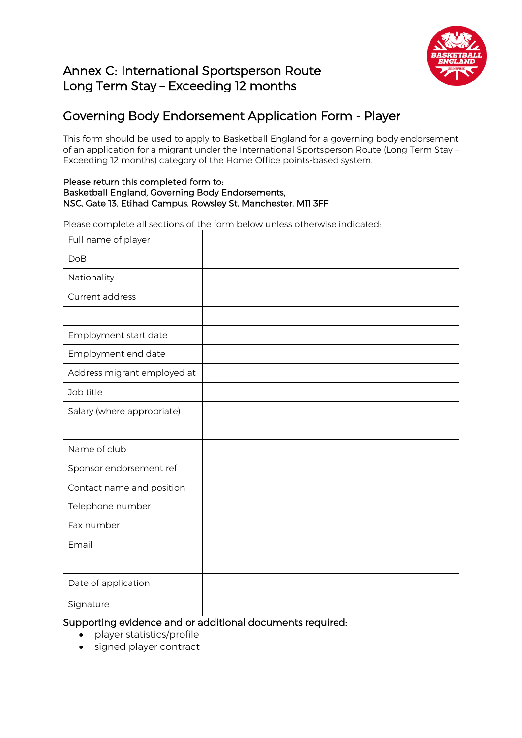# Annex C: International Sportsperson Route
# Long Term Stay – Exceeding 12 months

## Governing Body Endorsement Application Form - Player

This form should be used to apply to Basketball England for a governing body endorsement of an application for a migrant under the International Sportsperson Route (Long Term Stay – Exceeding 12 months) category of the Home Office points-based system.

**Please return this completed form to:**
**Basketball England, Governing Body Endorsements,**
**NSC. Gate 13. Etihad Campus. Rowsley St. Manchester. M11 3FF**

Please complete all sections of the form below unless otherwise indicated:

| | |
|---|---|
| Full name of player | |
| DoB | |
| Nationality | |
| Current address | |
| | |
| Employment start date | |
| Employment end date | |
| Address migrant employed at | |
| Job title | |
| Salary (where appropriate) | |
| | |
| Name of club | |
| Sponsor endorsement ref | |
| Contact name and position | |
| Telephone number | |
| Fax number | |
| Email | |
| | |
| Date of application | |
| Signature | |

**Supporting evidence and or additional documents required:**

- player statistics/profile
- signed player contract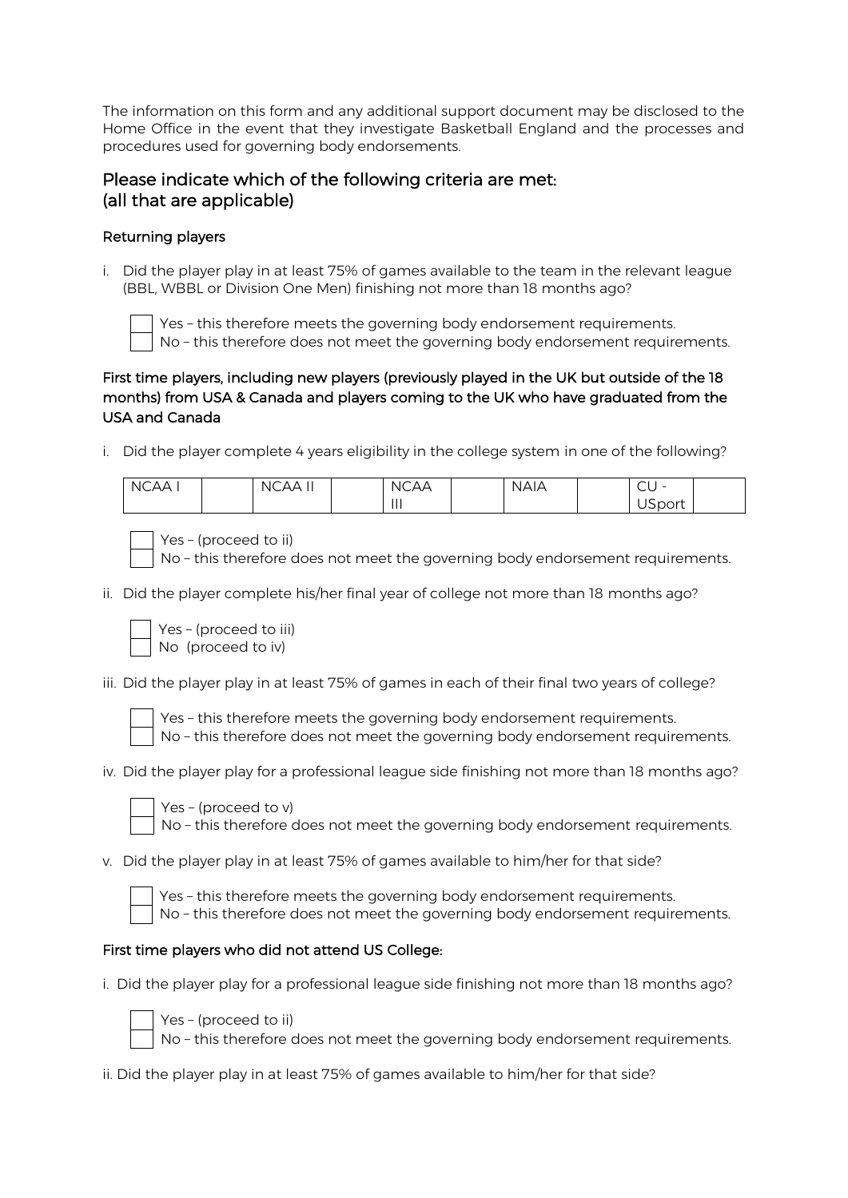The information on this form and any additional support document may be disclosed to the Home Office in the event that they investigate Basketball England and the processes and procedures used for governing body endorsements.

## Please indicate which of the following criteria are met: (all that are applicable)

### Returning players

i. Did the player play in at least 75% of games available to the team in the relevant league (BBL, WBBL or Division One Men) finishing not more than 18 months ago?

- [ ] Yes – this therefore meets the governing body endorsement requirements.
- [ ] No – this therefore does not meet the governing body endorsement requirements.

### First time players, including new players (previously played in the UK but outside of the 18 months) from USA & Canada and players coming to the UK who have graduated from the USA and Canada

i. Did the player complete 4 years eligibility in the college system in one of the following?

| NCAA I | | NCAA II | | NCAA III | | NAIA | | CU - USport | |
|---|---|---|---|---|---|---|---|---|---|

- [ ] Yes – (proceed to ii)
- [ ] No – this therefore does not meet the governing body endorsement requirements.

ii. Did the player complete his/her final year of college not more than 18 months ago?

- [ ] Yes – (proceed to iii)
- [ ] No (proceed to iv)

iii. Did the player play in at least 75% of games in each of their final two years of college?

- [ ] Yes – this therefore meets the governing body endorsement requirements.
- [ ] No – this therefore does not meet the governing body endorsement requirements.

iv. Did the player play for a professional league side finishing not more than 18 months ago?

- [ ] Yes – (proceed to v)
- [ ] No – this therefore does not meet the governing body endorsement requirements.

v. Did the player play in at least 75% of games available to him/her for that side?

- [ ] Yes – this therefore meets the governing body endorsement requirements.
- [ ] No – this therefore does not meet the governing body endorsement requirements.

### First time players who did not attend US College:

i. Did the player play for a professional league side finishing not more than 18 months ago?

- [ ] Yes – (proceed to ii)
- [ ] No – this therefore does not meet the governing body endorsement requirements.

ii. Did the player play in at least 75% of games available to him/her for that side?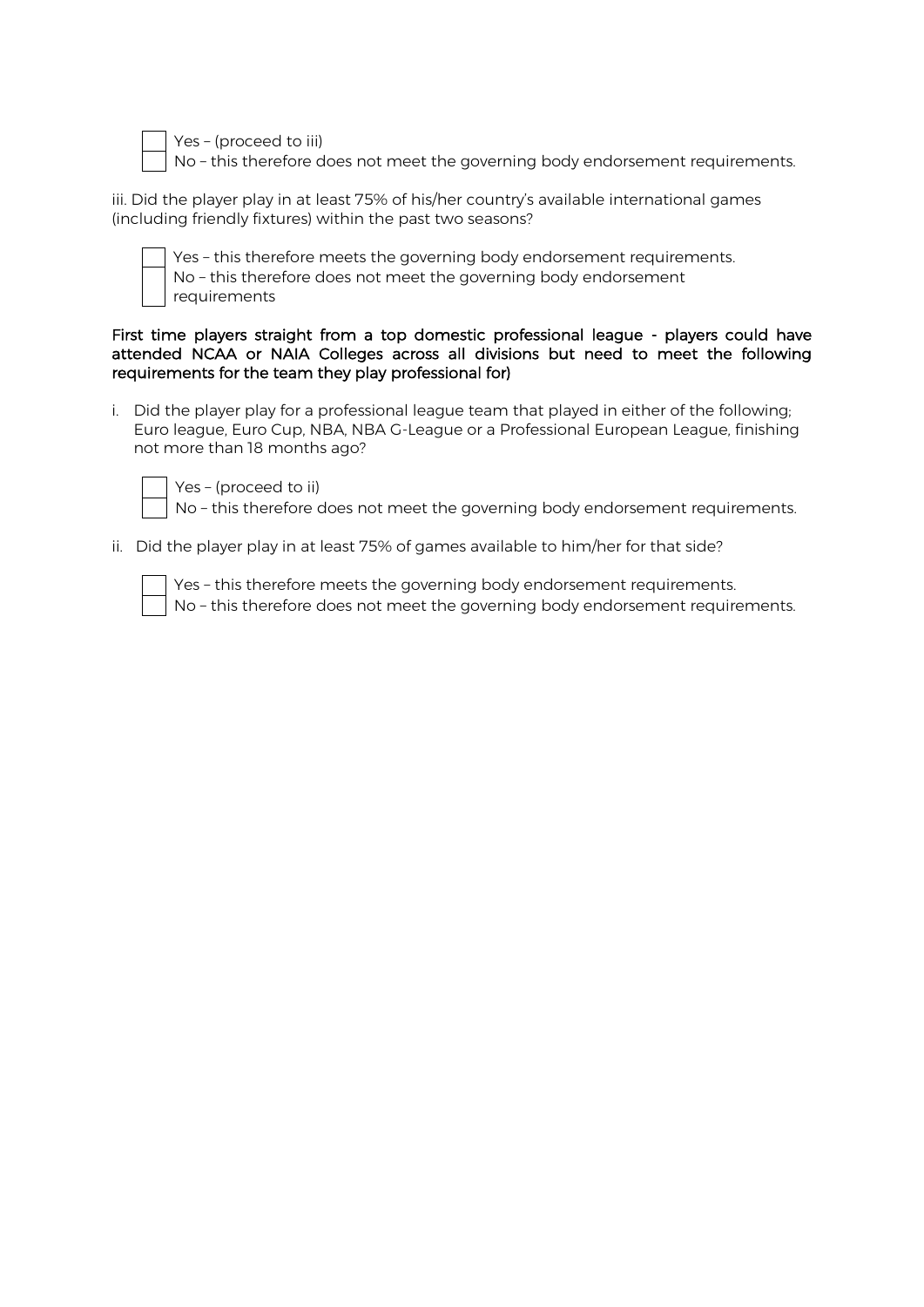- [ ] Yes – (proceed to iii)
- [ ] No – this therefore does not meet the governing body endorsement requirements.

iii. Did the player play in at least 75% of his/her country's available international games (including friendly fixtures) within the past two seasons?

- [ ] Yes – this therefore meets the governing body endorsement requirements.
- [ ] No – this therefore does not meet the governing body endorsement requirements

**First time players straight from a top domestic professional league - players could have attended NCAA or NAIA Colleges across all divisions but need to meet the following requirements for the team they play professional for)**

i. Did the player play for a professional league team that played in either of the following; Euro league, Euro Cup, NBA, NBA G-League or a Professional European League, finishing not more than 18 months ago?

- [ ] Yes – (proceed to ii)
- [ ] No – this therefore does not meet the governing body endorsement requirements.

ii. Did the player play in at least 75% of games available to him/her for that side?

- [ ] Yes – this therefore meets the governing body endorsement requirements.
- [ ] No – this therefore does not meet the governing body endorsement requirements.